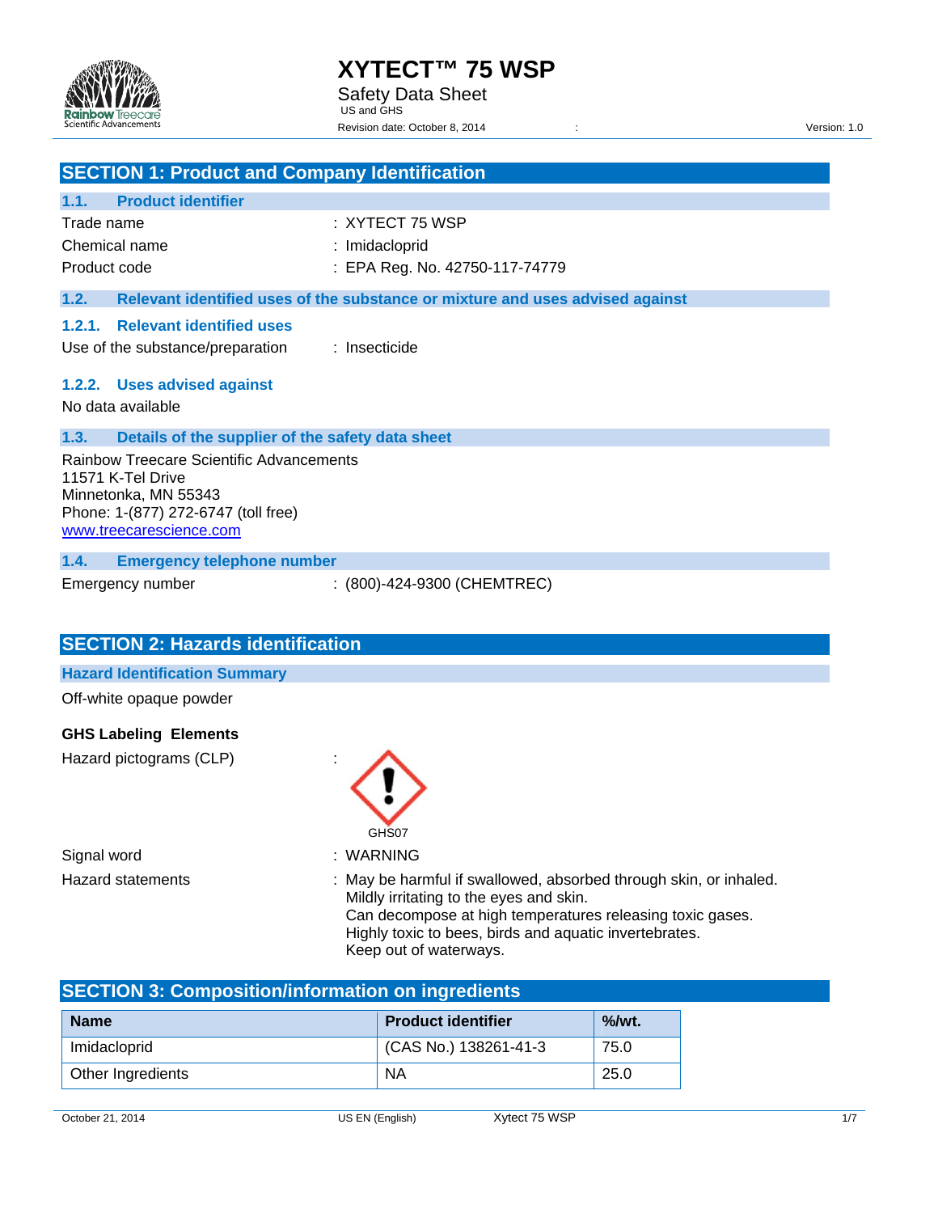# XYTECT™ 75 WSP

Safety Data Sheet

US and GHS

Revision date: October 8, 2014 Version: 1.0

## SECTION 1: Product and Company Identification

### 1.1. Product identifier

Trade name : XYTECT 75 WSP

Chemical name : Imidacloprid

Product code : EPA Reg. No. 42750-117-74779

### 1.2. Relevant identified uses of the substance or mixture and uses advised against

#### 1.2.1. Relevant identified uses

Use of the substance/preparation : Insecticide

#### 1.2.2. Uses advised against

No data available

### 1.3. Details of the supplier of the safety data sheet

Rainbow Treecare Scientific Advancements
11571 K-Tel Drive
Minnetonka, MN 55343
Phone: 1-(877) 272-6747 (toll free)
www.treecarescience.com

### 1.4. Emergency telephone number

Emergency number : (800)-424-9300 (CHEMTREC)

## SECTION 2: Hazards identification

### Hazard Identification Summary

Off-white opaque powder

**GHS Labeling Elements**

Hazard pictograms (CLP) :

GHS07

Signal word : WARNING

Hazard statements : May be harmful if swallowed, absorbed through skin, or inhaled.
Mildly irritating to the eyes and skin.
Can decompose at high temperatures releasing toxic gases.
Highly toxic to bees, birds and aquatic invertebrates.
Keep out of waterways.

## SECTION 3: Composition/information on ingredients

| Name | Product identifier | %/wt. |
|---|---|---|
| Imidacloprid | (CAS No.) 138261-41-3 | 75.0 |
| Other Ingredients | NA | 25.0 |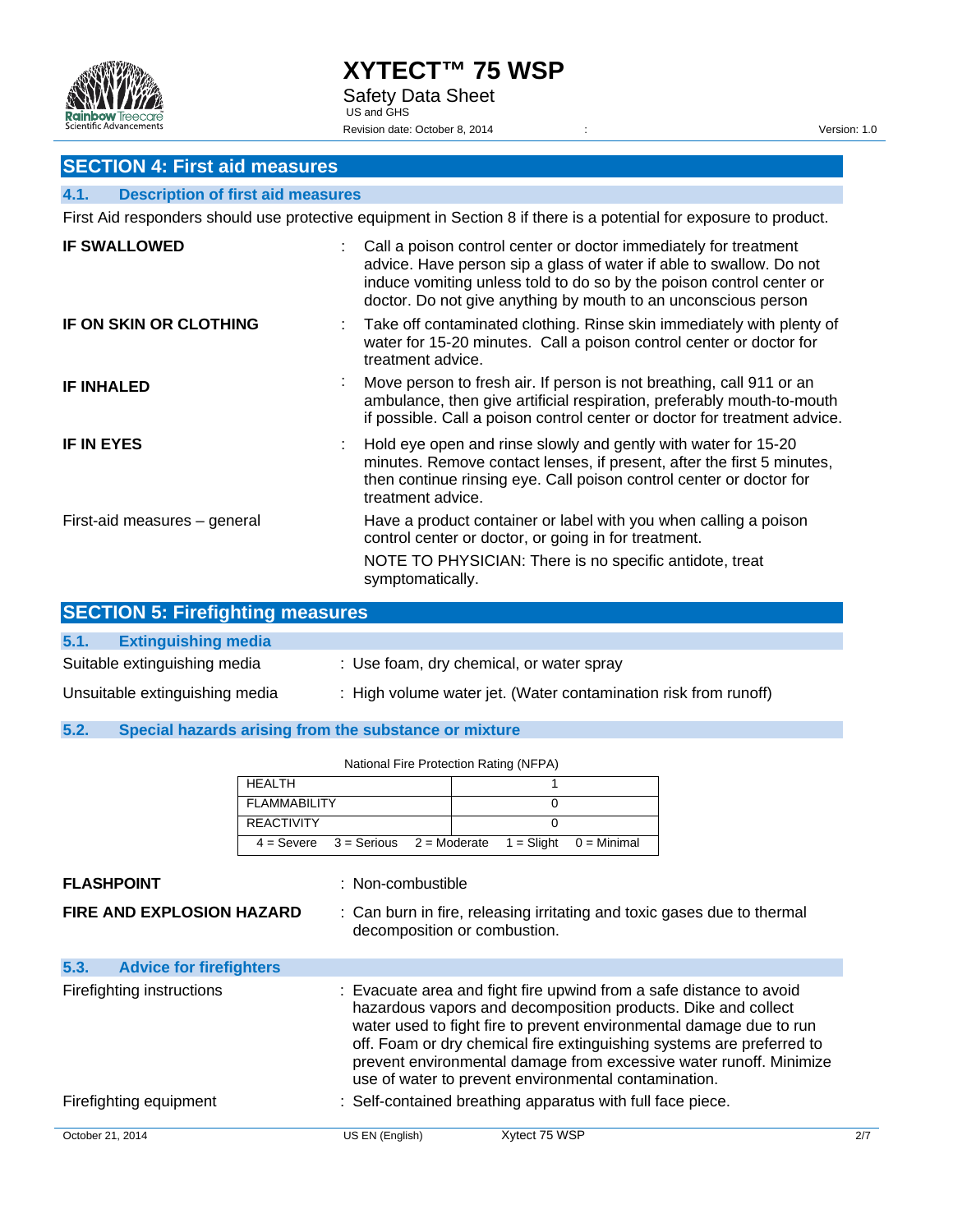## SECTION 4: First aid measures

### 4.1. Description of first aid measures

First Aid responders should use protective equipment in Section 8 if there is a potential for exposure to product.

**IF SWALLOWED** : Call a poison control center or doctor immediately for treatment advice. Have person sip a glass of water if able to swallow. Do not induce vomiting unless told to do so by the poison control center or doctor. Do not give anything by mouth to an unconscious person

**IF ON SKIN OR CLOTHING** : Take off contaminated clothing. Rinse skin immediately with plenty of water for 15-20 minutes. Call a poison control center or doctor for treatment advice.

**IF INHALED** : Move person to fresh air. If person is not breathing, call 911 or an ambulance, then give artificial respiration, preferably mouth-to-mouth if possible. Call a poison control center or doctor for treatment advice.

**IF IN EYES** : Hold eye open and rinse slowly and gently with water for 15-20 minutes. Remove contact lenses, if present, after the first 5 minutes, then continue rinsing eye. Call poison control center or doctor for treatment advice.

First-aid measures – general : Have a product container or label with you when calling a poison control center or doctor, or going in for treatment.

NOTE TO PHYSICIAN: There is no specific antidote, treat symptomatically.

## SECTION 5: Firefighting measures

### 5.1. Extinguishing media

Suitable extinguishing media : Use foam, dry chemical, or water spray

Unsuitable extinguishing media : High volume water jet. (Water contamination risk from runoff)

### 5.2. Special hazards arising from the substance or mixture

National Fire Protection Rating (NFPA)

| HEALTH | 1 |
|---|---|
| FLAMMABILITY | 0 |
| REACTIVITY | 0 |
| 4 = Severe 3 = Serious 2 = Moderate 1 = Slight 0 = Minimal | |

**FLASHPOINT** : Non-combustible

**FIRE AND EXPLOSION HAZARD** : Can burn in fire, releasing irritating and toxic gases due to thermal decomposition or combustion.

### 5.3. Advice for firefighters

Firefighting instructions : Evacuate area and fight fire upwind from a safe distance to avoid hazardous vapors and decomposition products. Dike and collect water used to fight fire to prevent environmental damage due to run off. Foam or dry chemical fire extinguishing systems are preferred to prevent environmental damage from excessive water runoff. Minimize use of water to prevent environmental contamination.

Firefighting equipment : Self-contained breathing apparatus with full face piece.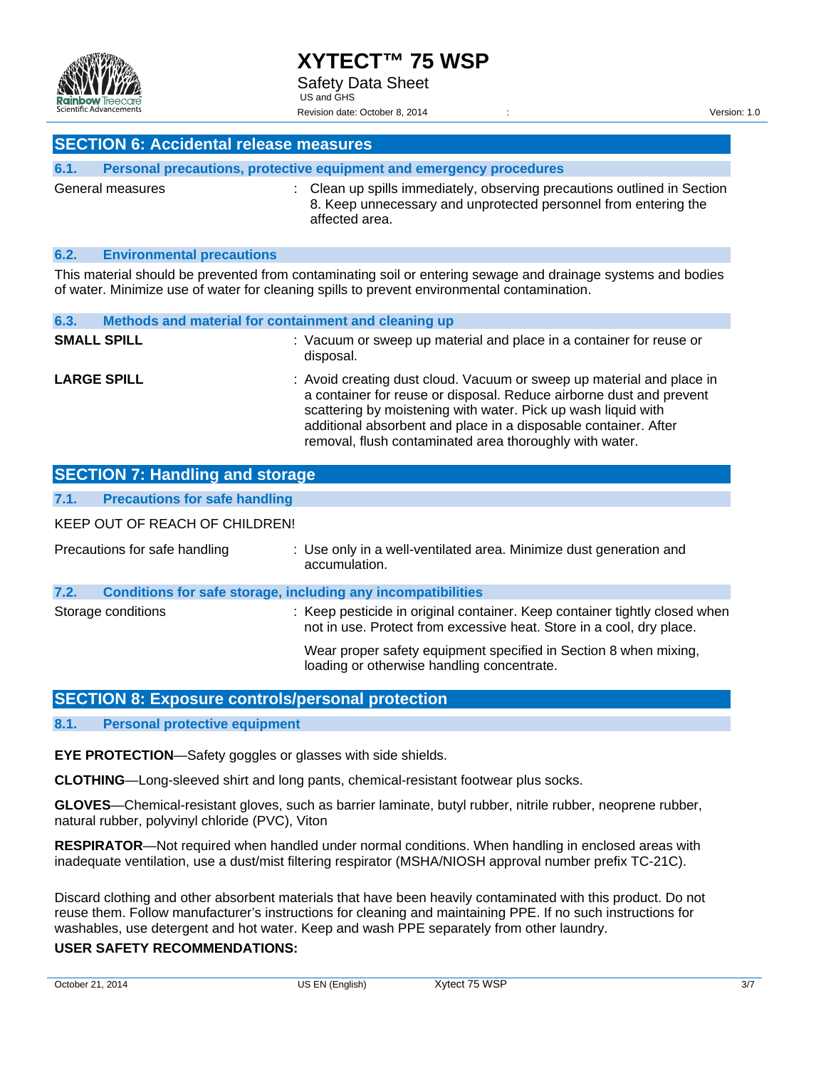## SECTION 6: Accidental release measures

### 6.1. Personal precautions, protective equipment and emergency procedures

General measures : Clean up spills immediately, observing precautions outlined in Section 8. Keep unnecessary and unprotected personnel from entering the affected area.

### 6.2. Environmental precautions

This material should be prevented from contaminating soil or entering sewage and drainage systems and bodies of water. Minimize use of water for cleaning spills to prevent environmental contamination.

### 6.3. Methods and material for containment and cleaning up

**SMALL SPILL** : Vacuum or sweep up material and place in a container for reuse or disposal.

**LARGE SPILL** : Avoid creating dust cloud. Vacuum or sweep up material and place in a container for reuse or disposal. Reduce airborne dust and prevent scattering by moistening with water. Pick up wash liquid with additional absorbent and place in a disposable container. After removal, flush contaminated area thoroughly with water.

## SECTION 7: Handling and storage

### 7.1. Precautions for safe handling

KEEP OUT OF REACH OF CHILDREN!

Precautions for safe handling : Use only in a well-ventilated area. Minimize dust generation and accumulation.

### 7.2. Conditions for safe storage, including any incompatibilities

Storage conditions : Keep pesticide in original container. Keep container tightly closed when not in use. Protect from excessive heat. Store in a cool, dry place.

Wear proper safety equipment specified in Section 8 when mixing, loading or otherwise handling concentrate.

## SECTION 8: Exposure controls/personal protection

### 8.1. Personal protective equipment

**EYE PROTECTION**—Safety goggles or glasses with side shields.

**CLOTHING**—Long-sleeved shirt and long pants, chemical-resistant footwear plus socks.

**GLOVES**—Chemical-resistant gloves, such as barrier laminate, butyl rubber, nitrile rubber, neoprene rubber, natural rubber, polyvinyl chloride (PVC), Viton

**RESPIRATOR**—Not required when handled under normal conditions. When handling in enclosed areas with inadequate ventilation, use a dust/mist filtering respirator (MSHA/NIOSH approval number prefix TC-21C).

Discard clothing and other absorbent materials that have been heavily contaminated with this product. Do not reuse them. Follow manufacturer's instructions for cleaning and maintaining PPE. If no such instructions for washables, use detergent and hot water. Keep and wash PPE separately from other laundry.

**USER SAFETY RECOMMENDATIONS:**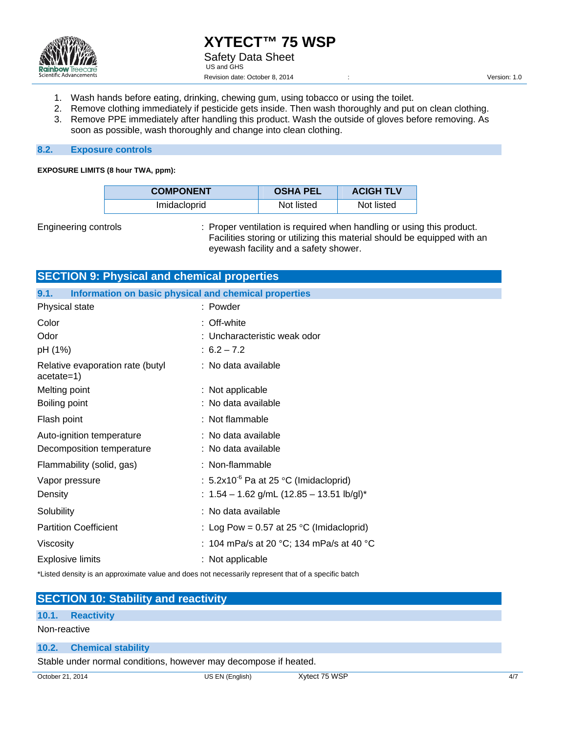1. Wash hands before eating, drinking, chewing gum, using tobacco or using the toilet.
2. Remove clothing immediately if pesticide gets inside. Then wash thoroughly and put on clean clothing.
3. Remove PPE immediately after handling this product. Wash the outside of gloves before removing. As soon as possible, wash thoroughly and change into clean clothing.

### 8.2. Exposure controls

**EXPOSURE LIMITS (8 hour TWA, ppm):**

| COMPONENT | OSHA PEL | ACIGH TLV |
|---|---|---|
| Imidacloprid | Not listed | Not listed |

Engineering controls : Proper ventilation is required when handling or using this product. Facilities storing or utilizing this material should be equipped with an eyewash facility and a safety shower.

## SECTION 9: Physical and chemical properties

### 9.1. Information on basic physical and chemical properties

| | |
|---|---|
| Physical state | : Powder |
| Color | : Off-white |
| Odor | : Uncharacteristic weak odor |
| pH (1%) | : 6.2 – 7.2 |
| Relative evaporation rate (butyl acetate=1) | : No data available |
| Melting point | : Not applicable |
| Boiling point | : No data available |
| Flash point | : Not flammable |
| Auto-ignition temperature | : No data available |
| Decomposition temperature | : No data available |
| Flammability (solid, gas) | : Non-flammable |
| Vapor pressure | : $5.2x10^{-6}$ Pa at 25 °C (Imidacloprid) |
| Density | : 1.54 – 1.62 g/mL (12.85 – 13.51 lb/gl)* |
| Solubility | : No data available |
| Partition Coefficient | : Log Pow = 0.57 at 25 °C (Imidacloprid) |
| Viscosity | : 104 mPa/s at 20 °C; 134 mPa/s at 40 °C |
| Explosive limits | : Not applicable |

*Listed density is an approximate value and does not necessarily represent that of a specific batch

## SECTION 10: Stability and reactivity

### 10.1. Reactivity

Non-reactive

### 10.2. Chemical stability

Stable under normal conditions, however may decompose if heated.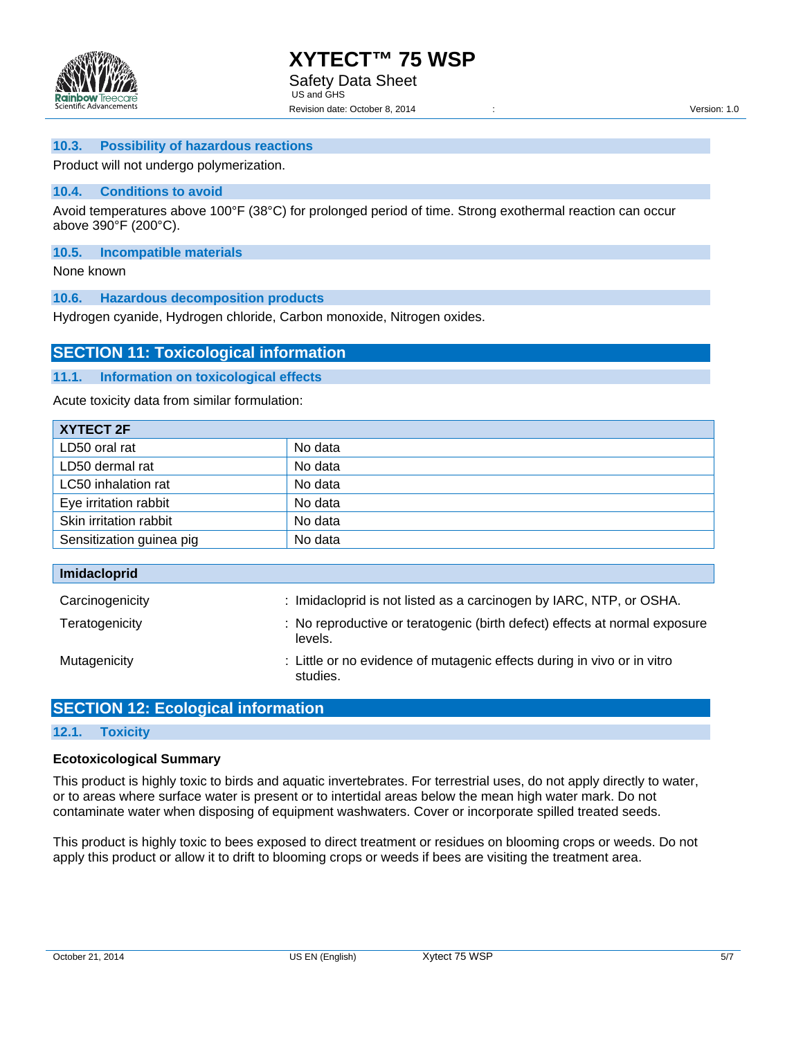### 10.3. Possibility of hazardous reactions

Product will not undergo polymerization.

### 10.4. Conditions to avoid

Avoid temperatures above 100°F (38°C) for prolonged period of time. Strong exothermal reaction can occur above 390°F (200°C).

### 10.5. Incompatible materials

None known

### 10.6. Hazardous decomposition products

Hydrogen cyanide, Hydrogen chloride, Carbon monoxide, Nitrogen oxides.

## SECTION 11: Toxicological information

### 11.1. Information on toxicological effects

Acute toxicity data from similar formulation:

| XYTECT 2F | |
|---|---|
| LD50 oral rat | No data |
| LD50 dermal rat | No data |
| LC50 inhalation rat | No data |
| Eye irritation rabbit | No data |
| Skin irritation rabbit | No data |
| Sensitization guinea pig | No data |

**Imidacloprid**

| | |
|---|---|
| Carcinogenicity | : Imidacloprid is not listed as a carcinogen by IARC, NTP, or OSHA. |
| Teratogenicity | : No reproductive or teratogenic (birth defect) effects at normal exposure levels. |
| Mutagenicity | : Little or no evidence of mutagenic effects during in vivo or in vitro studies. |

## SECTION 12: Ecological information

### 12.1. Toxicity

**Ecotoxicological Summary**

This product is highly toxic to birds and aquatic invertebrates. For terrestrial uses, do not apply directly to water, or to areas where surface water is present or to intertidal areas below the mean high water mark. Do not contaminate water when disposing of equipment washwaters. Cover or incorporate spilled treated seeds.

This product is highly toxic to bees exposed to direct treatment or residues on blooming crops or weeds. Do not apply this product or allow it to drift to blooming crops or weeds if bees are visiting the treatment area.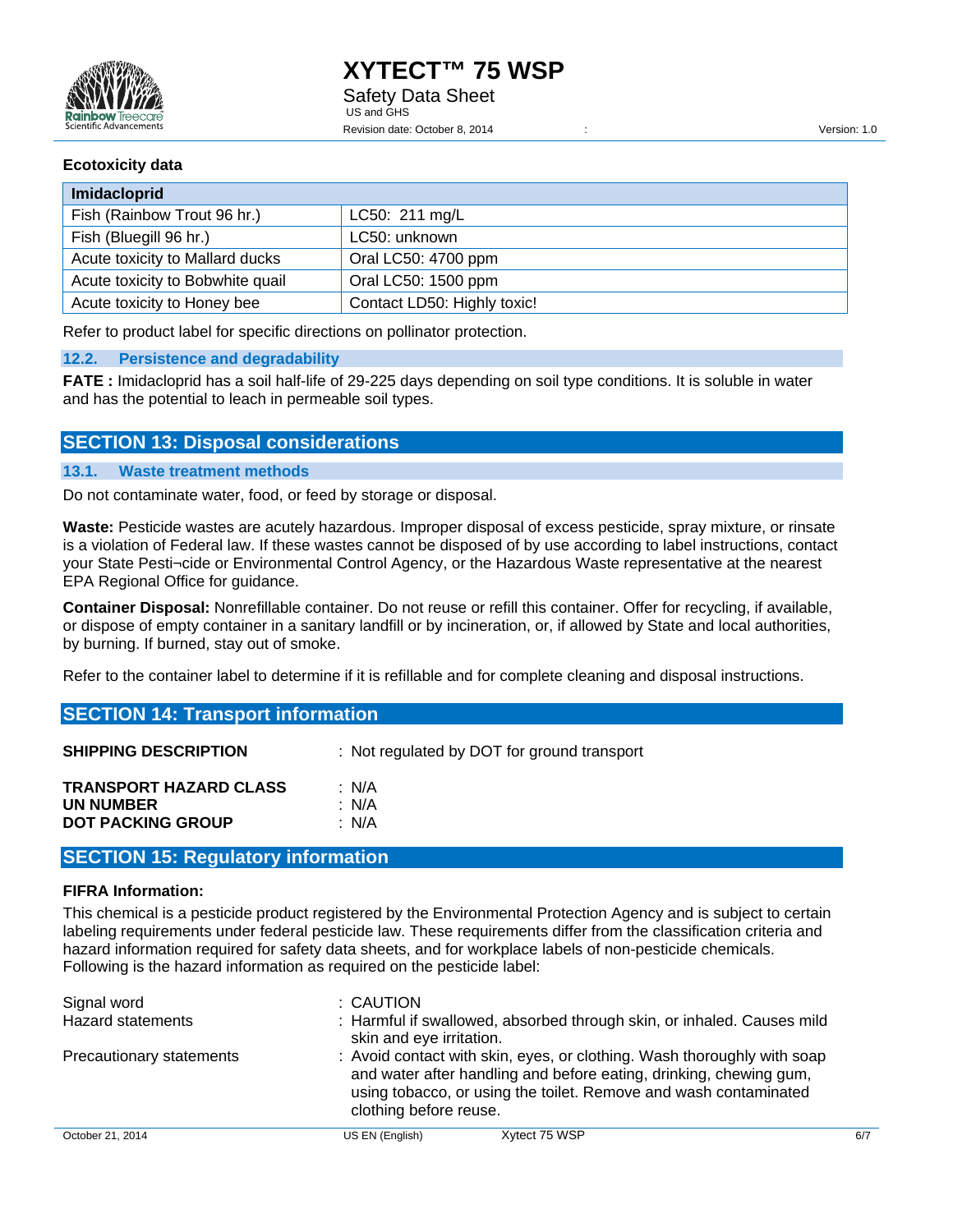**Ecotoxicity data**

| Imidacloprid | |
|---|---|
| Fish (Rainbow Trout 96 hr.) | LC50: 211 mg/L |
| Fish (Bluegill 96 hr.) | LC50: unknown |
| Acute toxicity to Mallard ducks | Oral LC50: 4700 ppm |
| Acute toxicity to Bobwhite quail | Oral LC50: 1500 ppm |
| Acute toxicity to Honey bee | Contact LD50: Highly toxic! |

Refer to product label for specific directions on pollinator protection.

### 12.2. Persistence and degradability

**FATE :** Imidacloprid has a soil half-life of 29-225 days depending on soil type conditions. It is soluble in water and has the potential to leach in permeable soil types.

## SECTION 13: Disposal considerations

### 13.1. Waste treatment methods

Do not contaminate water, food, or feed by storage or disposal.

**Waste:** Pesticide wastes are acutely hazardous. Improper disposal of excess pesticide, spray mixture, or rinsate is a violation of Federal law. If these wastes cannot be disposed of by use according to label instructions, contact your State Pesti¬cide or Environmental Control Agency, or the Hazardous Waste representative at the nearest EPA Regional Office for guidance.

**Container Disposal:** Nonrefillable container. Do not reuse or refill this container. Offer for recycling, if available, or dispose of empty container in a sanitary landfill or by incineration, or, if allowed by State and local authorities, by burning. If burned, stay out of smoke.

Refer to the container label to determine if it is refillable and for complete cleaning and disposal instructions.

## SECTION 14: Transport information

**SHIPPING DESCRIPTION** : Not regulated by DOT for ground transport

**TRANSPORT HAZARD CLASS** : N/A
**UN NUMBER** : N/A
**DOT PACKING GROUP** : N/A

## SECTION 15: Regulatory information

**FIFRA Information:**

This chemical is a pesticide product registered by the Environmental Protection Agency and is subject to certain labeling requirements under federal pesticide law. These requirements differ from the classification criteria and hazard information required for safety data sheets, and for workplace labels of non-pesticide chemicals. Following is the hazard information as required on the pesticide label:

Signal word : CAUTION

Hazard statements : Harmful if swallowed, absorbed through skin, or inhaled. Causes mild skin and eye irritation.

Precautionary statements : Avoid contact with skin, eyes, or clothing. Wash thoroughly with soap and water after handling and before eating, drinking, chewing gum, using tobacco, or using the toilet. Remove and wash contaminated clothing before reuse.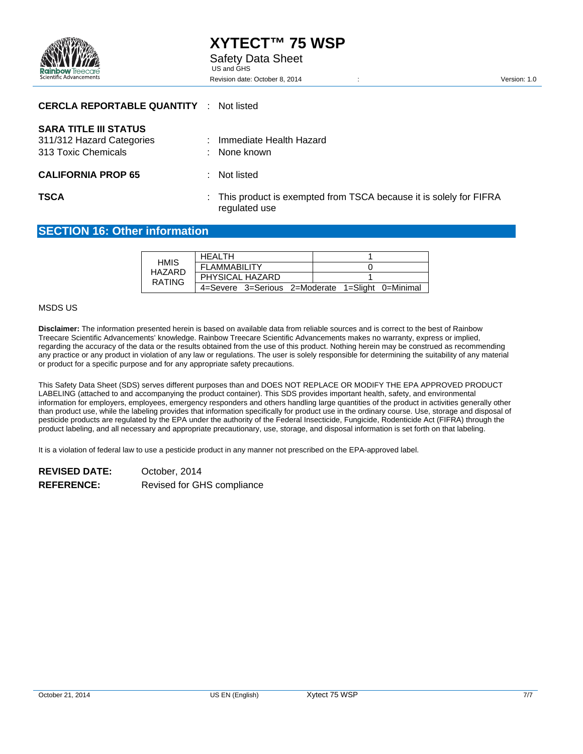**CERCLA REPORTABLE QUANTITY** : Not listed

**SARA TITLE III STATUS**

311/312 Hazard Categories : Immediate Health Hazard

313 Toxic Chemicals : None known

**CALIFORNIA PROP 65** : Not listed

**TSCA** : This product is exempted from TSCA because it is solely for FIFRA regulated use

## SECTION 16: Other information

| | | |
|---|---|---|
| HMIS HAZARD RATING | HEALTH | 1 |
| | FLAMMABILITY | 0 |
| | PHYSICAL HAZARD | 1 |
| | 4=Severe 3=Serious 2=Moderate 1=Slight 0=Minimal | |

MSDS US

**Disclaimer:** The information presented herein is based on available data from reliable sources and is correct to the best of Rainbow Treecare Scientific Advancements' knowledge. Rainbow Treecare Scientific Advancements makes no warranty, express or implied, regarding the accuracy of the data or the results obtained from the use of this product. Nothing herein may be construed as recommending any practice or any product in violation of any law or regulations. The user is solely responsible for determining the suitability of any material or product for a specific purpose and for any appropriate safety precautions.

This Safety Data Sheet (SDS) serves different purposes than and DOES NOT REPLACE OR MODIFY THE EPA APPROVED PRODUCT LABELING (attached to and accompanying the product container). This SDS provides important health, safety, and environmental information for employers, employees, emergency responders and others handling large quantities of the product in activities generally other than product use, while the labeling provides that information specifically for product use in the ordinary course. Use, storage and disposal of pesticide products are regulated by the EPA under the authority of the Federal Insecticide, Fungicide, Rodenticide Act (FIFRA) through the product labeling, and all necessary and appropriate precautionary, use, storage, and disposal information is set forth on that labeling.

It is a violation of federal law to use a pesticide product in any manner not prescribed on the EPA-approved label.

**REVISED DATE:** October, 2014

**REFERENCE:** Revised for GHS compliance